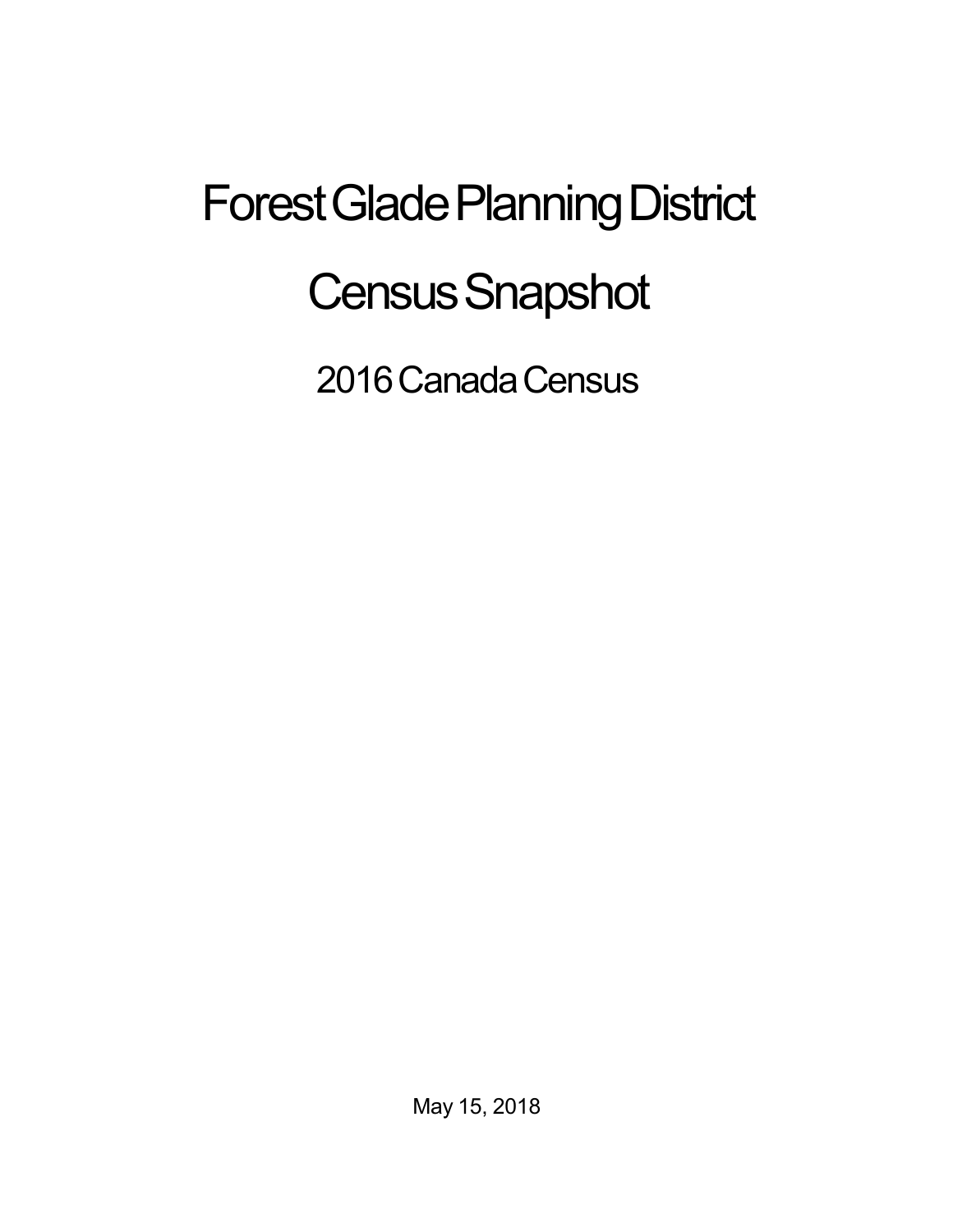# Forest Glade Planning District

# Census Snapshot

## 2016 Canada Census

May 15, 2018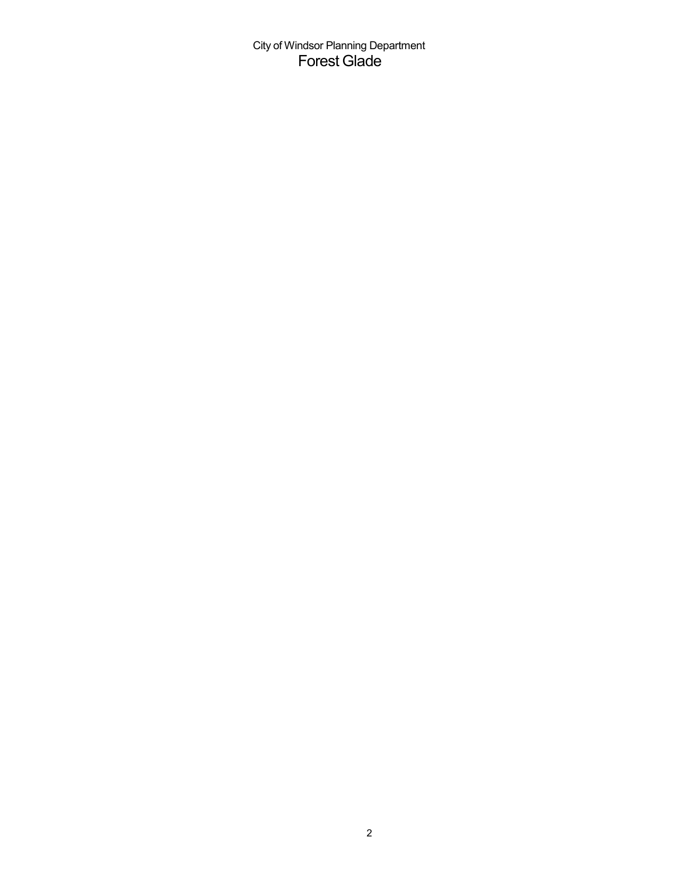City of Windsor Planning Department

# Forest Glade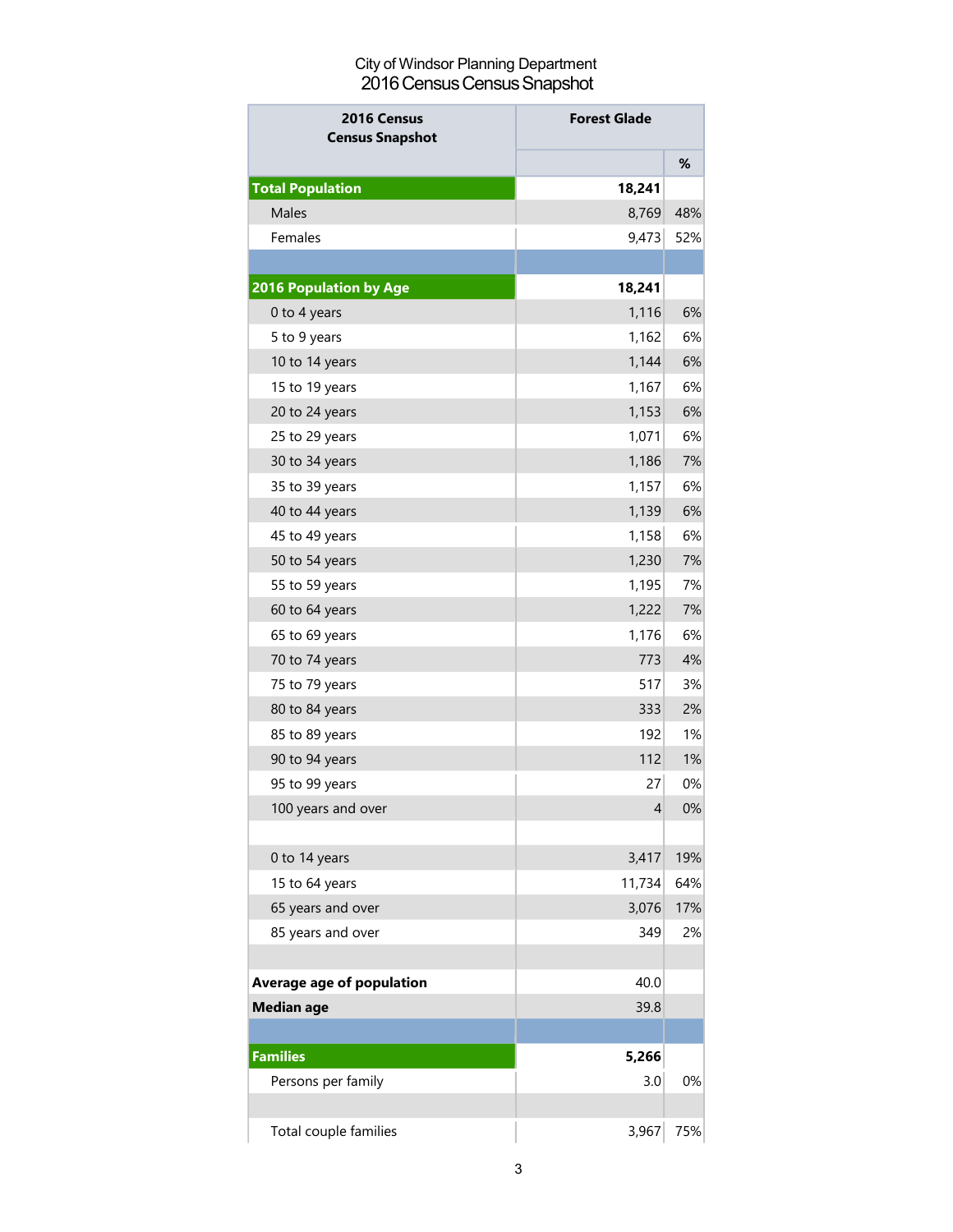City of Windsor Planning Department
2016 Census Census Snapshot

| 2016 Census Census Snapshot | Forest Glade | |
|---|---|---|
| | | % |
| **Total Population** | **18,241** | |
| Males | 8,769 | 48% |
| Females | 9,473 | 52% |
| | | |
| **2016 Population by Age** | **18,241** | |
| 0 to 4 years | 1,116 | 6% |
| 5 to 9 years | 1,162 | 6% |
| 10 to 14 years | 1,144 | 6% |
| 15 to 19 years | 1,167 | 6% |
| 20 to 24 years | 1,153 | 6% |
| 25 to 29 years | 1,071 | 6% |
| 30 to 34 years | 1,186 | 7% |
| 35 to 39 years | 1,157 | 6% |
| 40 to 44 years | 1,139 | 6% |
| 45 to 49 years | 1,158 | 6% |
| 50 to 54 years | 1,230 | 7% |
| 55 to 59 years | 1,195 | 7% |
| 60 to 64 years | 1,222 | 7% |
| 65 to 69 years | 1,176 | 6% |
| 70 to 74 years | 773 | 4% |
| 75 to 79 years | 517 | 3% |
| 80 to 84 years | 333 | 2% |
| 85 to 89 years | 192 | 1% |
| 90 to 94 years | 112 | 1% |
| 95 to 99 years | 27 | 0% |
| 100 years and over | 4 | 0% |
| | | |
| 0 to 14 years | 3,417 | 19% |
| 15 to 64 years | 11,734 | 64% |
| 65 years and over | 3,076 | 17% |
| 85 years and over | 349 | 2% |
| | | |
| **Average age of population** | 40.0 | |
| **Median age** | 39.8 | |
| | | |
| **Families** | **5,266** | |
| Persons per family | 3.0 | 0% |
| | | |
| Total couple families | 3,967 | 75% |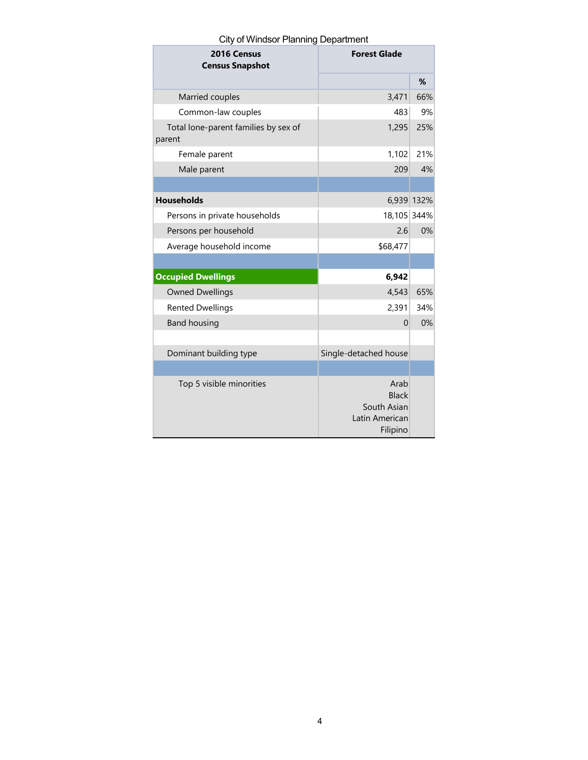City of Windsor Planning Department

| 2016 Census<br>Census Snapshot | Forest Glade | |
|---|---|---|
| | | % |
| Married couples | 3,471 | 66% |
| Common-law couples | 483 | 9% |
| Total lone-parent families by sex of parent | 1,295 | 25% |
| Female parent | 1,102 | 21% |
| Male parent | 209 | 4% |
| | | |
| **Households** | 6,939 | 132% |
| Persons in private households | 18,105 | 344% |
| Persons per household | 2.6 | 0% |
| Average household income | $68,477 | |
| | | |
| **Occupied Dwellings** | **6,942** | |
| Owned Dwellings | 4,543 | 65% |
| Rented Dwellings | 2,391 | 34% |
| Band housing | 0 | 0% |
| | | |
| Dominant building type | Single-detached house | |
| | | |
| Top 5 visible minorities | Arab<br>Black<br>South Asian<br>Latin American<br>Filipino | |